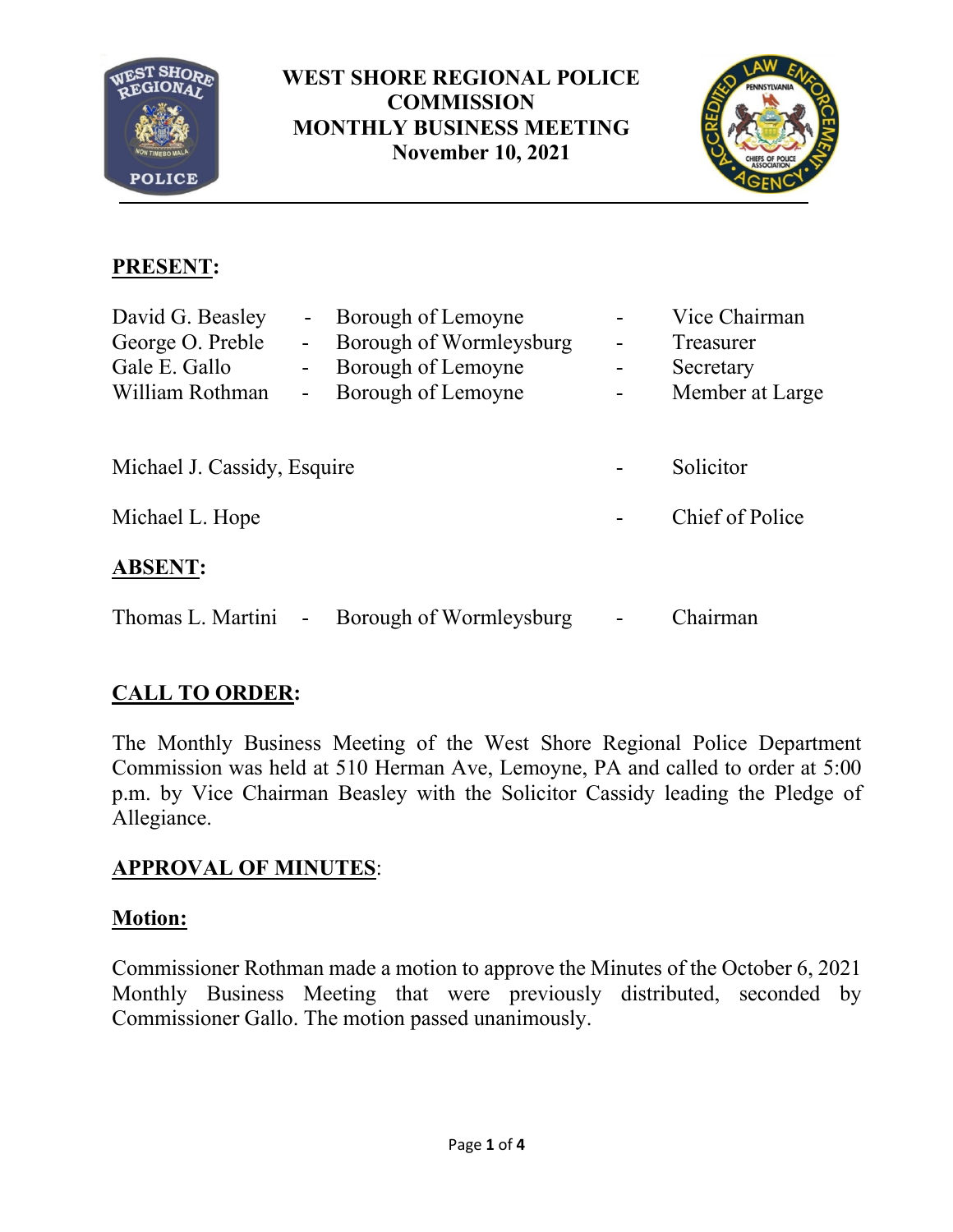# WEST SHORE REGIONAL POLICE COMMISSION
## MONTHLY BUSINESS MEETING
### November 10, 2021

**PRESENT:**

| | | | | |
|---|---|---|---|---|
| David G. Beasley | - | Borough of Lemoyne | - | Vice Chairman |
| George O. Preble | - | Borough of Wormleysburg | - | Treasurer |
| Gale E. Gallo | - | Borough of Lemoyne | - | Secretary |
| William Rothman | - | Borough of Lemoyne | - | Member at Large |

Michael J. Cassidy, Esquire - Solicitor

Michael L. Hope - Chief of Police

**ABSENT:**

Thomas L. Martini - Borough of Wormleysburg - Chairman

**CALL TO ORDER:**

The Monthly Business Meeting of the West Shore Regional Police Department Commission was held at 510 Herman Ave, Lemoyne, PA and called to order at 5:00 p.m. by Vice Chairman Beasley with the Solicitor Cassidy leading the Pledge of Allegiance.

**APPROVAL OF MINUTES:**

**Motion:**

Commissioner Rothman made a motion to approve the Minutes of the October 6, 2021 Monthly Business Meeting that were previously distributed, seconded by Commissioner Gallo. The motion passed unanimously.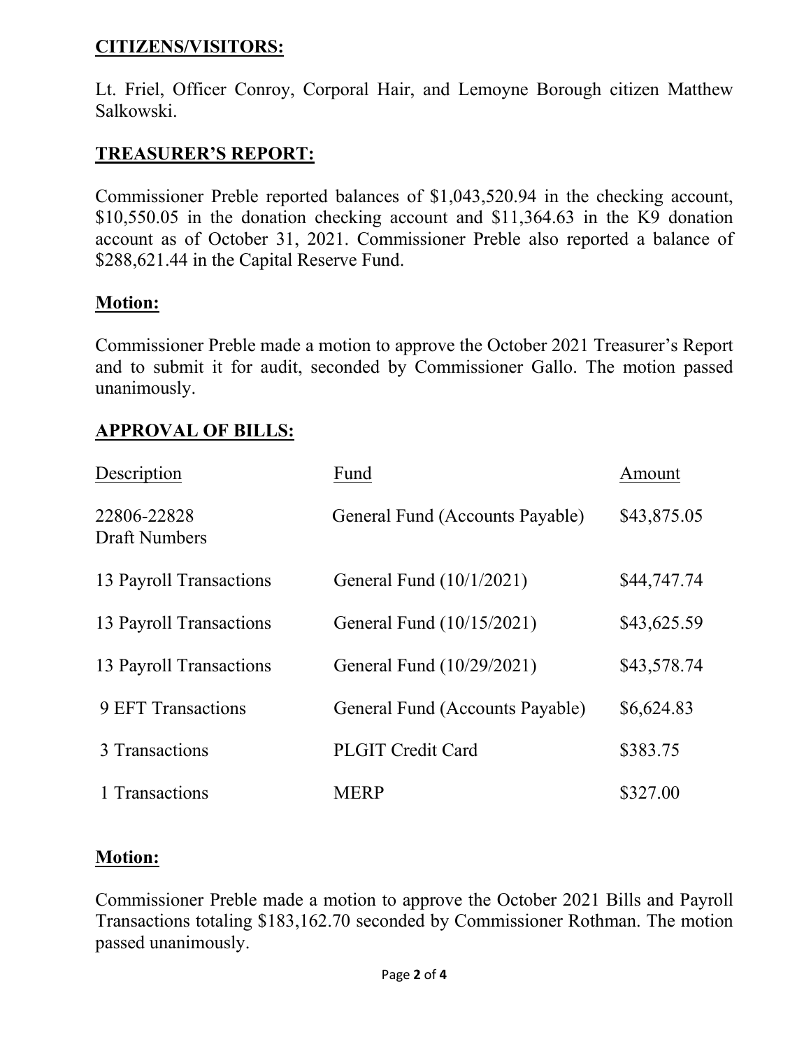## CITIZENS/VISITORS:

Lt. Friel, Officer Conroy, Corporal Hair, and Lemoyne Borough citizen Matthew Salkowski.

## TREASURER'S REPORT:

Commissioner Preble reported balances of $1,043,520.94 in the checking account, $10,550.05 in the donation checking account and $11,364.63 in the K9 donation account as of October 31, 2021. Commissioner Preble also reported a balance of $288,621.44 in the Capital Reserve Fund.

## Motion:

Commissioner Preble made a motion to approve the October 2021 Treasurer's Report and to submit it for audit, seconded by Commissioner Gallo. The motion passed unanimously.

## APPROVAL OF BILLS:

| Description | Fund | Amount |
|---|---|---|
| 22806-22828 Draft Numbers | General Fund (Accounts Payable) | $43,875.05 |
| 13 Payroll Transactions | General Fund (10/1/2021) | $44,747.74 |
| 13 Payroll Transactions | General Fund (10/15/2021) | $43,625.59 |
| 13 Payroll Transactions | General Fund (10/29/2021) | $43,578.74 |
| 9 EFT Transactions | General Fund (Accounts Payable) | $6,624.83 |
| 3 Transactions | PLGIT Credit Card | $383.75 |
| 1 Transactions | MERP | $327.00 |

## Motion:

Commissioner Preble made a motion to approve the October 2021 Bills and Payroll Transactions totaling $183,162.70 seconded by Commissioner Rothman. The motion passed unanimously.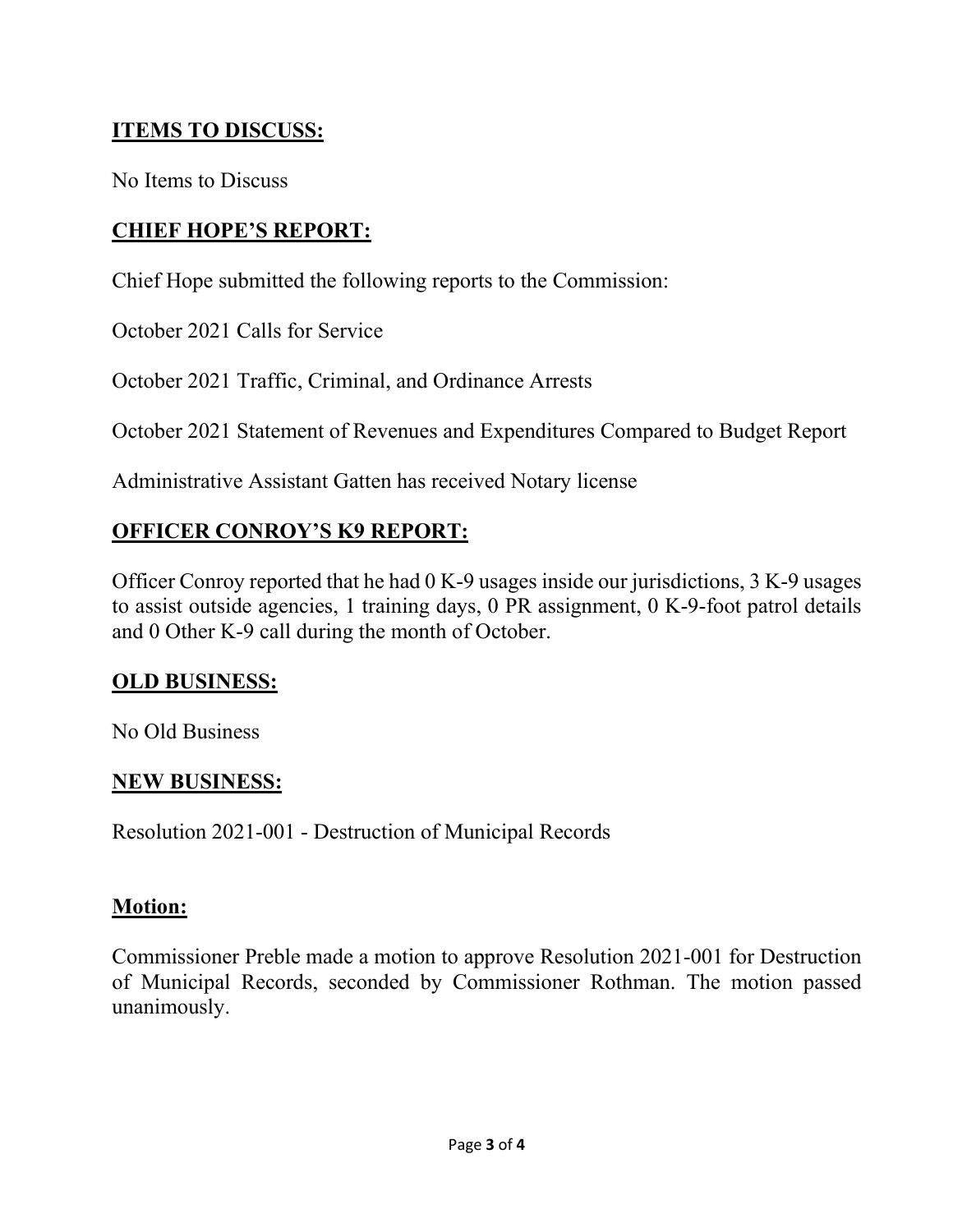## ITEMS TO DISCUSS:

No Items to Discuss

## CHIEF HOPE'S REPORT:

Chief Hope submitted the following reports to the Commission:

October 2021 Calls for Service

October 2021 Traffic, Criminal, and Ordinance Arrests

October 2021 Statement of Revenues and Expenditures Compared to Budget Report

Administrative Assistant Gatten has received Notary license

## OFFICER CONROY'S K9 REPORT:

Officer Conroy reported that he had 0 K-9 usages inside our jurisdictions, 3 K-9 usages to assist outside agencies, 1 training days, 0 PR assignment, 0 K-9-foot patrol details and 0 Other K-9 call during the month of October.

## OLD BUSINESS:

No Old Business

## NEW BUSINESS:

Resolution 2021-001 - Destruction of Municipal Records

## Motion:

Commissioner Preble made a motion to approve Resolution 2021-001 for Destruction of Municipal Records, seconded by Commissioner Rothman. The motion passed unanimously.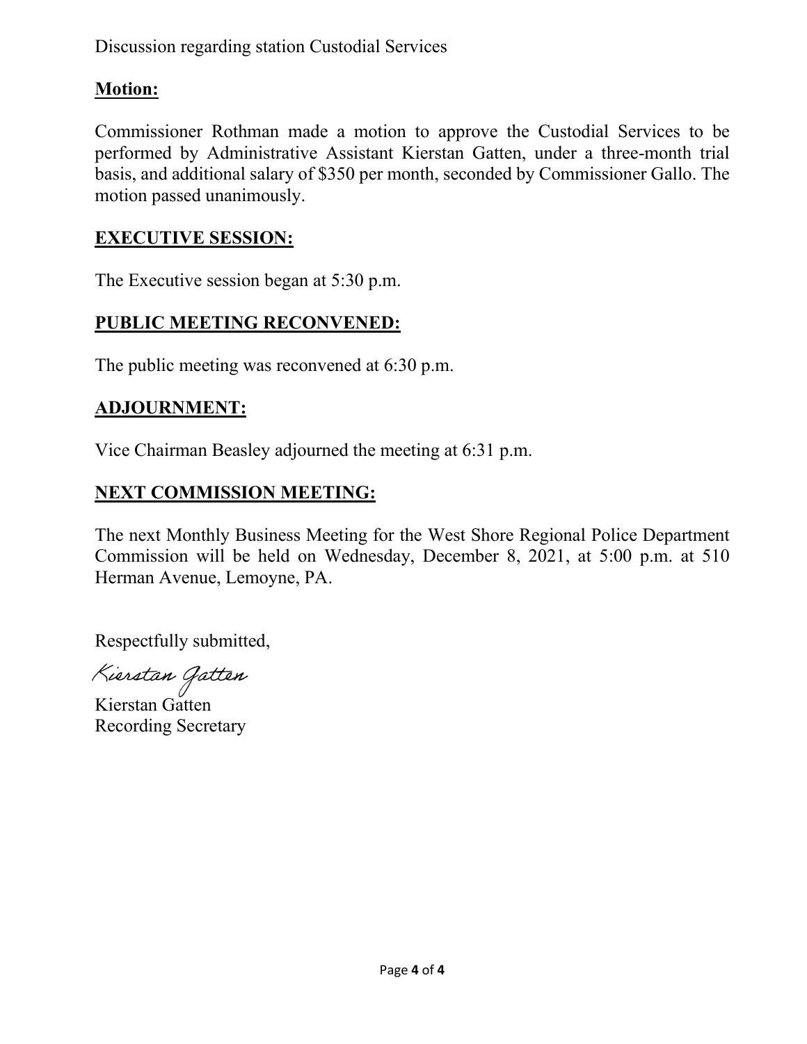Discussion regarding station Custodial Services

**Motion:**

Commissioner Rothman made a motion to approve the Custodial Services to be performed by Administrative Assistant Kierstan Gatten, under a three-month trial basis, and additional salary of $350 per month, seconded by Commissioner Gallo. The motion passed unanimously.

## EXECUTIVE SESSION:

The Executive session began at 5:30 p.m.

## PUBLIC MEETING RECONVENED:

The public meeting was reconvened at 6:30 p.m.

## ADJOURNMENT:

Vice Chairman Beasley adjourned the meeting at 6:31 p.m.

## NEXT COMMISSION MEETING:

The next Monthly Business Meeting for the West Shore Regional Police Department Commission will be held on Wednesday, December 8, 2021, at 5:00 p.m. at 510 Herman Avenue, Lemoyne, PA.

Respectfully submitted,

Kierstan Gatten

Kierstan Gatten
Recording Secretary